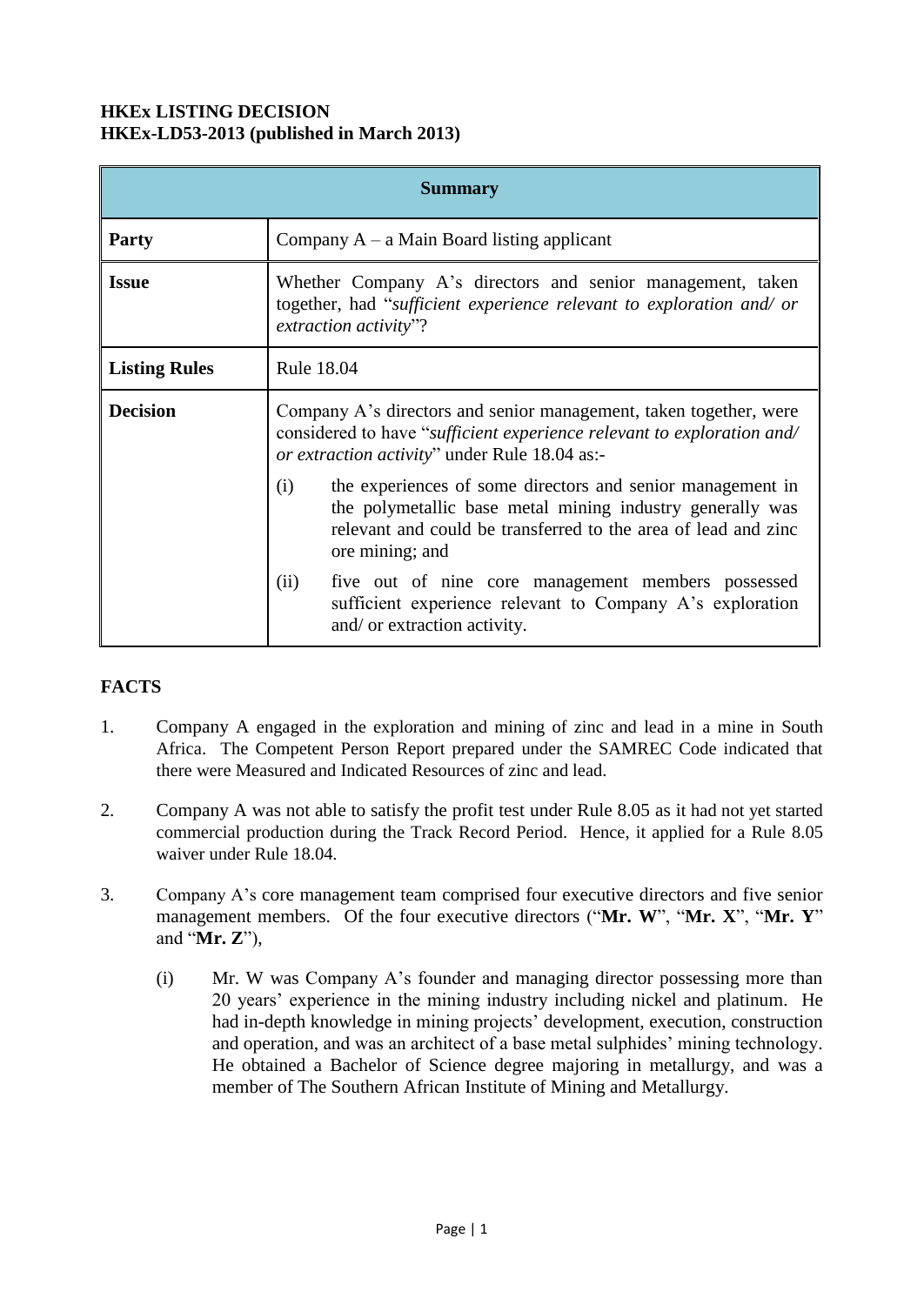**HKEx LISTING DECISION**
**HKEx-LD53-2013 (published in March 2013)**

| **Summary** | |
|---|---|
| **Party** | Company A – a Main Board listing applicant |
| **Issue** | Whether Company A's directors and senior management, taken together, had "*sufficient experience relevant to exploration and/ or extraction activity*"? |
| **Listing Rules** | Rule 18.04 |
| **Decision** | Company A's directors and senior management, taken together, were considered to have "*sufficient experience relevant to exploration and/ or extraction activity*" under Rule 18.04 as:- (i) the experiences of some directors and senior management in the polymetallic base metal mining industry generally was relevant and could be transferred to the area of lead and zinc ore mining; and (ii) five out of nine core management members possessed sufficient experience relevant to Company A's exploration and/ or extraction activity. |

## FACTS

1. Company A engaged in the exploration and mining of zinc and lead in a mine in South Africa. The Competent Person Report prepared under the SAMREC Code indicated that there were Measured and Indicated Resources of zinc and lead.

2. Company A was not able to satisfy the profit test under Rule 8.05 as it had not yet started commercial production during the Track Record Period. Hence, it applied for a Rule 8.05 waiver under Rule 18.04.

3. Company A's core management team comprised four executive directors and five senior management members. Of the four executive directors ("**Mr. W**", "**Mr. X**", "**Mr. Y**" and "**Mr. Z**"),

   (i) Mr. W was Company A's founder and managing director possessing more than 20 years' experience in the mining industry including nickel and platinum. He had in-depth knowledge in mining projects' development, execution, construction and operation, and was an architect of a base metal sulphides' mining technology. He obtained a Bachelor of Science degree majoring in metallurgy, and was a member of The Southern African Institute of Mining and Metallurgy.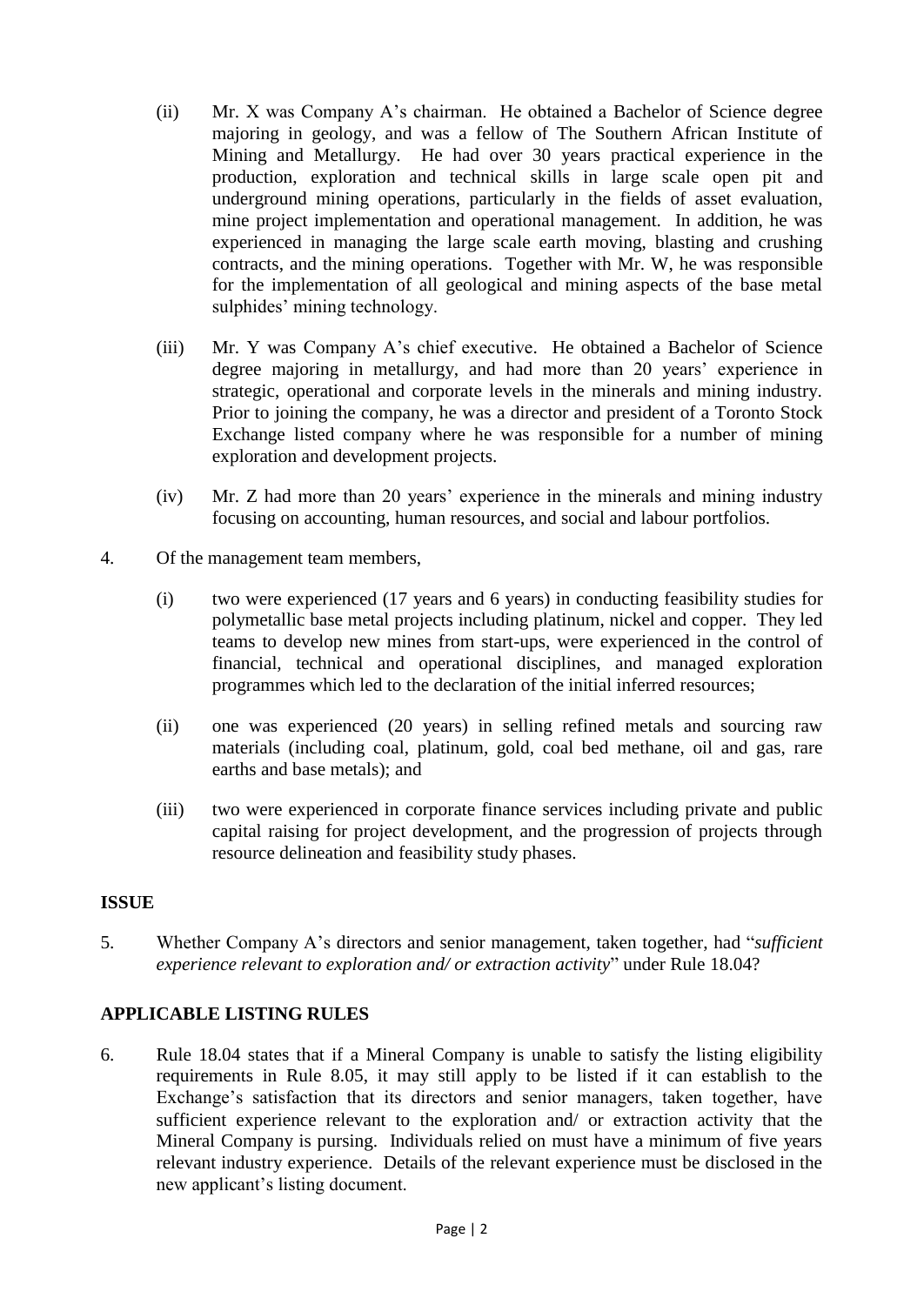(ii) Mr. X was Company A's chairman. He obtained a Bachelor of Science degree majoring in geology, and was a fellow of The Southern African Institute of Mining and Metallurgy. He had over 30 years practical experience in the production, exploration and technical skills in large scale open pit and underground mining operations, particularly in the fields of asset evaluation, mine project implementation and operational management. In addition, he was experienced in managing the large scale earth moving, blasting and crushing contracts, and the mining operations. Together with Mr. W, he was responsible for the implementation of all geological and mining aspects of the base metal sulphides' mining technology.

(iii) Mr. Y was Company A's chief executive. He obtained a Bachelor of Science degree majoring in metallurgy, and had more than 20 years' experience in strategic, operational and corporate levels in the minerals and mining industry. Prior to joining the company, he was a director and president of a Toronto Stock Exchange listed company where he was responsible for a number of mining exploration and development projects.

(iv) Mr. Z had more than 20 years' experience in the minerals and mining industry focusing on accounting, human resources, and social and labour portfolios.

4. Of the management team members,

   (i) two were experienced (17 years and 6 years) in conducting feasibility studies for polymetallic base metal projects including platinum, nickel and copper. They led teams to develop new mines from start-ups, were experienced in the control of financial, technical and operational disciplines, and managed exploration programmes which led to the declaration of the initial inferred resources;

   (ii) one was experienced (20 years) in selling refined metals and sourcing raw materials (including coal, platinum, gold, coal bed methane, oil and gas, rare earths and base metals); and

   (iii) two were experienced in corporate finance services including private and public capital raising for project development, and the progression of projects through resource delineation and feasibility study phases.

## ISSUE

5. Whether Company A's directors and senior management, taken together, had "*sufficient experience relevant to exploration and/ or extraction activity*" under Rule 18.04?

## APPLICABLE LISTING RULES

6. Rule 18.04 states that if a Mineral Company is unable to satisfy the listing eligibility requirements in Rule 8.05, it may still apply to be listed if it can establish to the Exchange's satisfaction that its directors and senior managers, taken together, have sufficient experience relevant to the exploration and/ or extraction activity that the Mineral Company is pursing. Individuals relied on must have a minimum of five years relevant industry experience. Details of the relevant experience must be disclosed in the new applicant's listing document.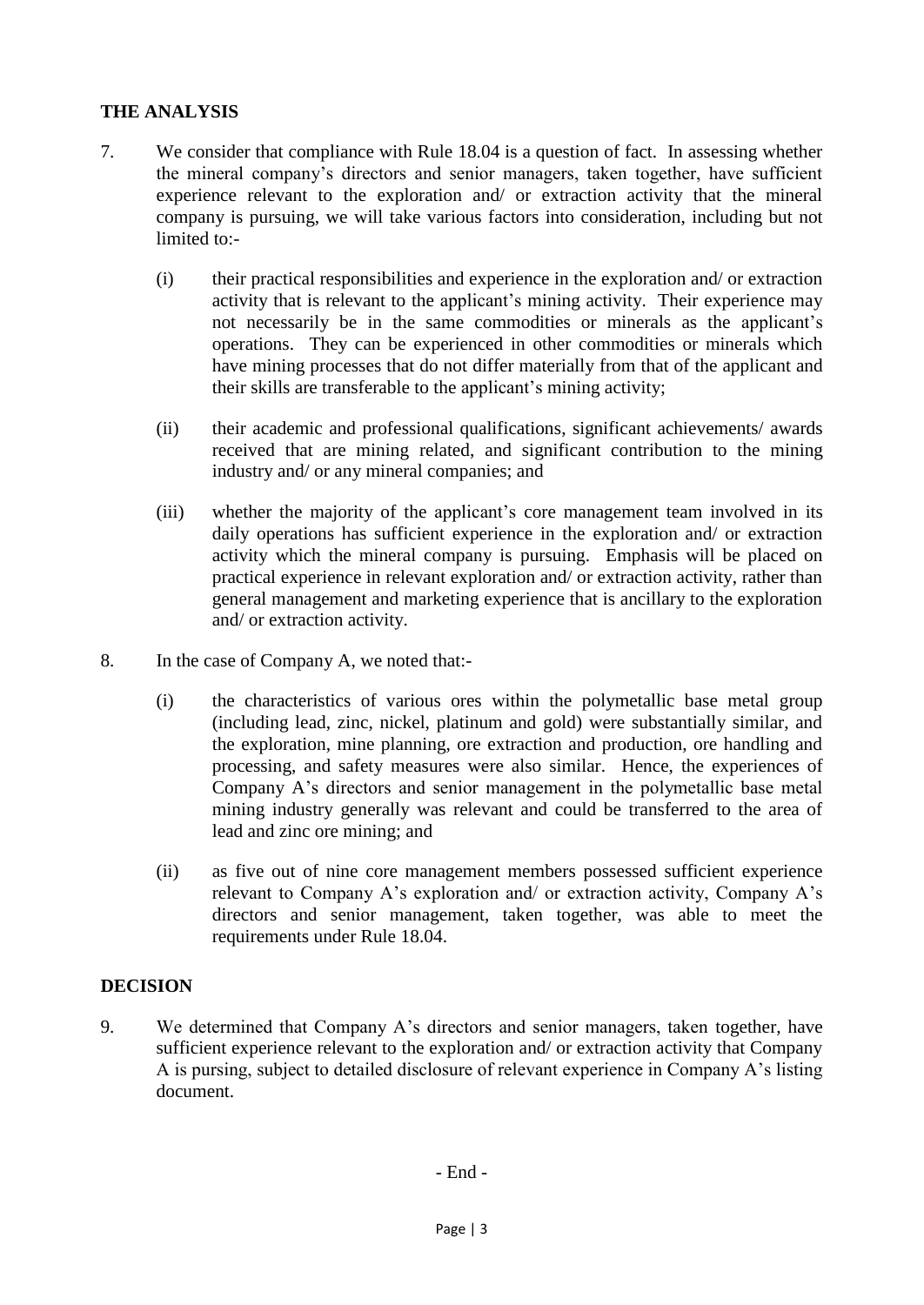## THE ANALYSIS

7. We consider that compliance with Rule 18.04 is a question of fact. In assessing whether the mineral company's directors and senior managers, taken together, have sufficient experience relevant to the exploration and/ or extraction activity that the mineral company is pursuing, we will take various factors into consideration, including but not limited to:-

   (i) their practical responsibilities and experience in the exploration and/ or extraction activity that is relevant to the applicant's mining activity. Their experience may not necessarily be in the same commodities or minerals as the applicant's operations. They can be experienced in other commodities or minerals which have mining processes that do not differ materially from that of the applicant and their skills are transferable to the applicant's mining activity;

   (ii) their academic and professional qualifications, significant achievements/ awards received that are mining related, and significant contribution to the mining industry and/ or any mineral companies; and

   (iii) whether the majority of the applicant's core management team involved in its daily operations has sufficient experience in the exploration and/ or extraction activity which the mineral company is pursuing. Emphasis will be placed on practical experience in relevant exploration and/ or extraction activity, rather than general management and marketing experience that is ancillary to the exploration and/ or extraction activity.

8. In the case of Company A, we noted that:-

   (i) the characteristics of various ores within the polymetallic base metal group (including lead, zinc, nickel, platinum and gold) were substantially similar, and the exploration, mine planning, ore extraction and production, ore handling and processing, and safety measures were also similar. Hence, the experiences of Company A's directors and senior management in the polymetallic base metal mining industry generally was relevant and could be transferred to the area of lead and zinc ore mining; and

   (ii) as five out of nine core management members possessed sufficient experience relevant to Company A's exploration and/ or extraction activity, Company A's directors and senior management, taken together, was able to meet the requirements under Rule 18.04.

## DECISION

9. We determined that Company A's directors and senior managers, taken together, have sufficient experience relevant to the exploration and/ or extraction activity that Company A is pursing, subject to detailed disclosure of relevant experience in Company A's listing document.

- End -